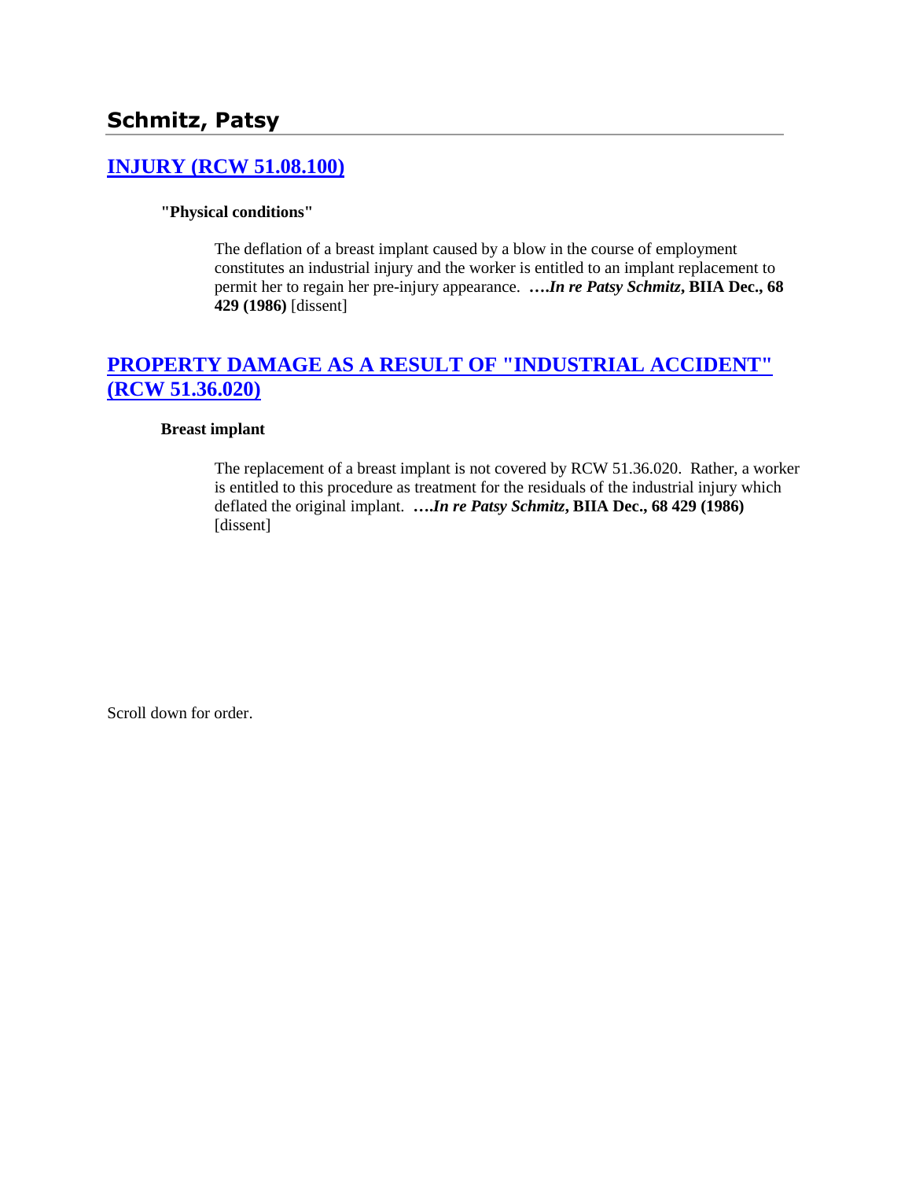## Schmitz, Patsy

### [INJURY (RCW 51.08.100)]

**"Physical conditions"**

The deflation of a breast implant caused by a blow in the course of employment constitutes an industrial injury and the worker is entitled to an implant replacement to permit her to regain her pre-injury appearance. **….*In re Patsy Schmitz*, BIIA Dec., 68 429 (1986)** [dissent]

### [PROPERTY DAMAGE AS A RESULT OF "INDUSTRIAL ACCIDENT" (RCW 51.36.020)]

**Breast implant**

The replacement of a breast implant is not covered by RCW 51.36.020. Rather, a worker is entitled to this procedure as treatment for the residuals of the industrial injury which deflated the original implant. **….*In re Patsy Schmitz*, BIIA Dec., 68 429 (1986)** [dissent]

Scroll down for order.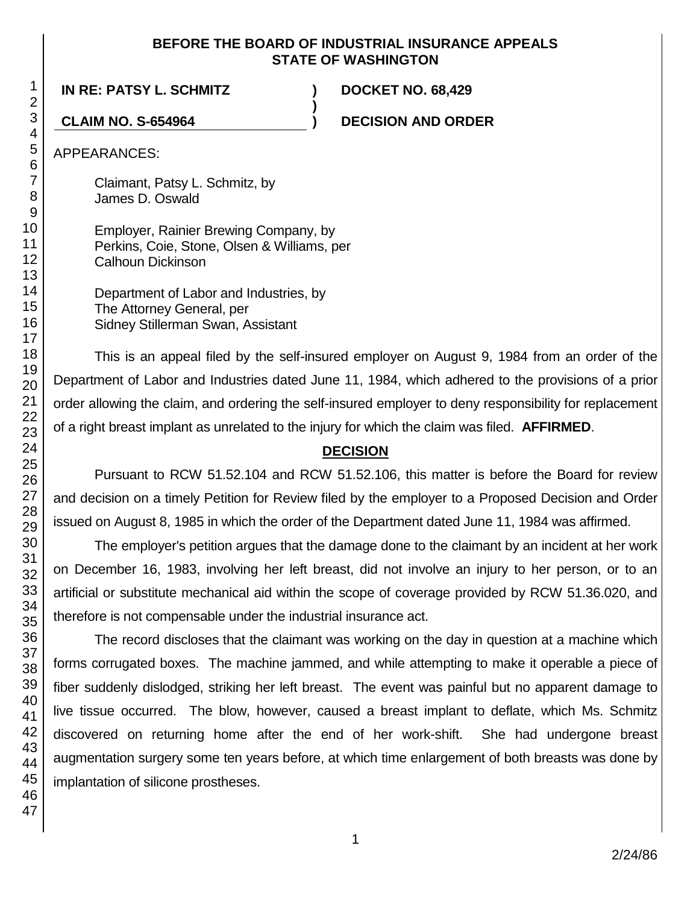**BEFORE THE BOARD OF INDUSTRIAL INSURANCE APPEALS**
**STATE OF WASHINGTON**

**IN RE: PATSY L. SCHMITZ** ) **DOCKET NO. 68,429**
)
**CLAIM NO. S-654964** ) **DECISION AND ORDER**

APPEARANCES:

Claimant, Patsy L. Schmitz, by
James D. Oswald

Employer, Rainier Brewing Company, by
Perkins, Coie, Stone, Olsen & Williams, per
Calhoun Dickinson

Department of Labor and Industries, by
The Attorney General, per
Sidney Stillerman Swan, Assistant

This is an appeal filed by the self-insured employer on August 9, 1984 from an order of the Department of Labor and Industries dated June 11, 1984, which adhered to the provisions of a prior order allowing the claim, and ordering the self-insured employer to deny responsibility for replacement of a right breast implant as unrelated to the injury for which the claim was filed. **AFFIRMED**.

## DECISION

Pursuant to RCW 51.52.104 and RCW 51.52.106, this matter is before the Board for review and decision on a timely Petition for Review filed by the employer to a Proposed Decision and Order issued on August 8, 1985 in which the order of the Department dated June 11, 1984 was affirmed.

The employer's petition argues that the damage done to the claimant by an incident at her work on December 16, 1983, involving her left breast, did not involve an injury to her person, or to an artificial or substitute mechanical aid within the scope of coverage provided by RCW 51.36.020, and therefore is not compensable under the industrial insurance act.

The record discloses that the claimant was working on the day in question at a machine which forms corrugated boxes. The machine jammed, and while attempting to make it operable a piece of fiber suddenly dislodged, striking her left breast. The event was painful but no apparent damage to live tissue occurred. The blow, however, caused a breast implant to deflate, which Ms. Schmitz discovered on returning home after the end of her work-shift. She had undergone breast augmentation surgery some ten years before, at which time enlargement of both breasts was done by implantation of silicone prostheses.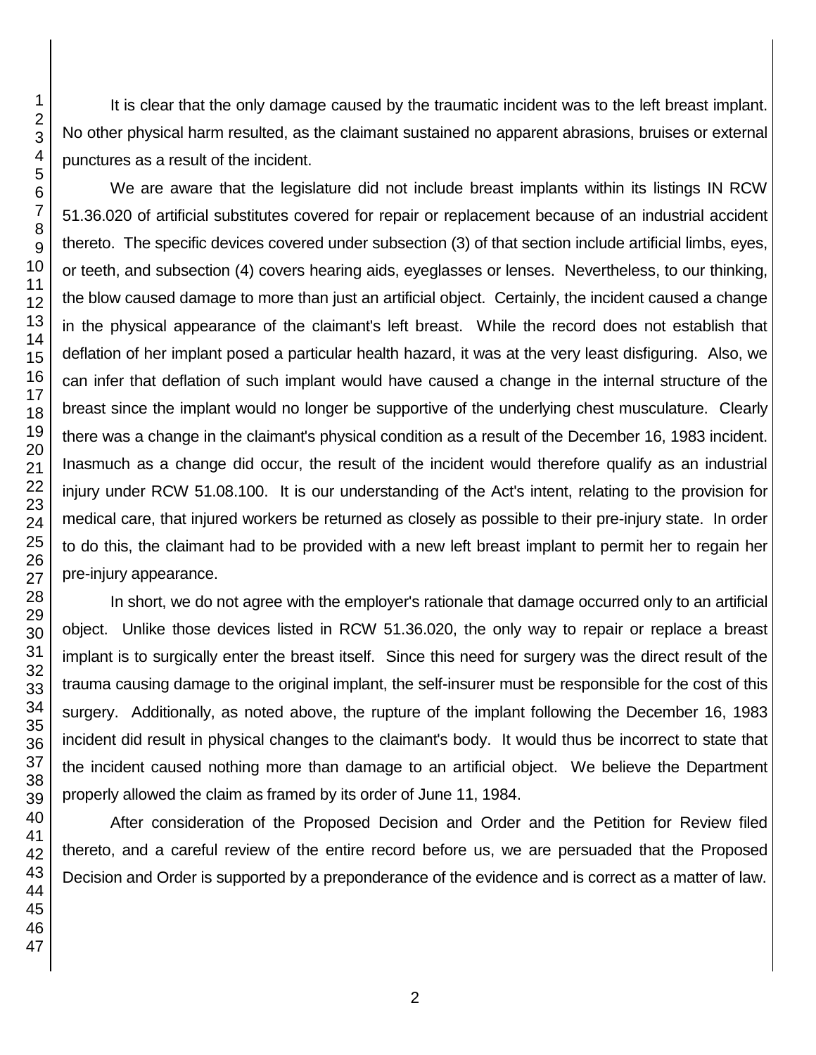It is clear that the only damage caused by the traumatic incident was to the left breast implant. No other physical harm resulted, as the claimant sustained no apparent abrasions, bruises or external punctures as a result of the incident.

We are aware that the legislature did not include breast implants within its listings IN RCW 51.36.020 of artificial substitutes covered for repair or replacement because of an industrial accident thereto. The specific devices covered under subsection (3) of that section include artificial limbs, eyes, or teeth, and subsection (4) covers hearing aids, eyeglasses or lenses. Nevertheless, to our thinking, the blow caused damage to more than just an artificial object. Certainly, the incident caused a change in the physical appearance of the claimant's left breast. While the record does not establish that deflation of her implant posed a particular health hazard, it was at the very least disfiguring. Also, we can infer that deflation of such implant would have caused a change in the internal structure of the breast since the implant would no longer be supportive of the underlying chest musculature. Clearly there was a change in the claimant's physical condition as a result of the December 16, 1983 incident. Inasmuch as a change did occur, the result of the incident would therefore qualify as an industrial injury under RCW 51.08.100. It is our understanding of the Act's intent, relating to the provision for medical care, that injured workers be returned as closely as possible to their pre-injury state. In order to do this, the claimant had to be provided with a new left breast implant to permit her to regain her pre-injury appearance.

In short, we do not agree with the employer's rationale that damage occurred only to an artificial object. Unlike those devices listed in RCW 51.36.020, the only way to repair or replace a breast implant is to surgically enter the breast itself. Since this need for surgery was the direct result of the trauma causing damage to the original implant, the self-insurer must be responsible for the cost of this surgery. Additionally, as noted above, the rupture of the implant following the December 16, 1983 incident did result in physical changes to the claimant's body. It would thus be incorrect to state that the incident caused nothing more than damage to an artificial object. We believe the Department properly allowed the claim as framed by its order of June 11, 1984.

After consideration of the Proposed Decision and Order and the Petition for Review filed thereto, and a careful review of the entire record before us, we are persuaded that the Proposed Decision and Order is supported by a preponderance of the evidence and is correct as a matter of law.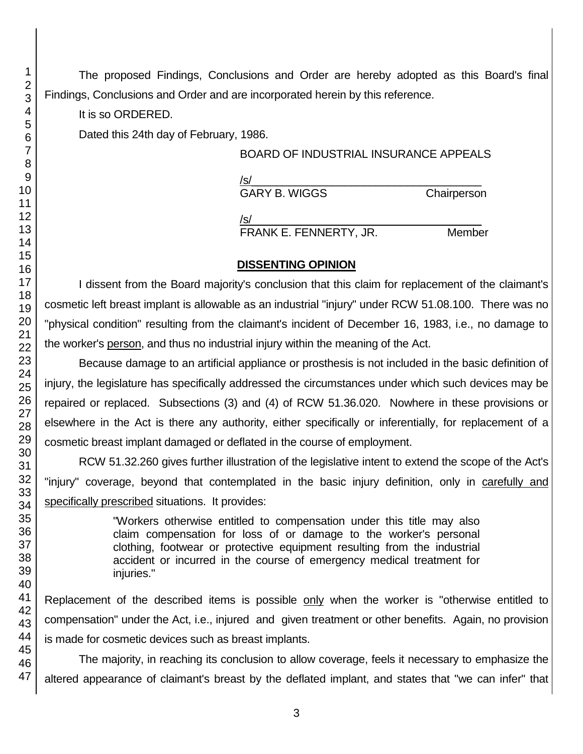The proposed Findings, Conclusions and Order are hereby adopted as this Board's final Findings, Conclusions and Order and are incorporated herein by this reference.

It is so ORDERED.

Dated this 24th day of February, 1986.

BOARD OF INDUSTRIAL INSURANCE APPEALS

/s/
GARY B. WIGGS Chairperson

/s/
FRANK E. FENNERTY, JR. Member

## DISSENTING OPINION

I dissent from the Board majority's conclusion that this claim for replacement of the claimant's cosmetic left breast implant is allowable as an industrial "injury" under RCW 51.08.100. There was no "physical condition" resulting from the claimant's incident of December 16, 1983, i.e., no damage to the worker's person, and thus no industrial injury within the meaning of the Act.

Because damage to an artificial appliance or prosthesis is not included in the basic definition of injury, the legislature has specifically addressed the circumstances under which such devices may be repaired or replaced. Subsections (3) and (4) of RCW 51.36.020. Nowhere in these provisions or elsewhere in the Act is there any authority, either specifically or inferentially, for replacement of a cosmetic breast implant damaged or deflated in the course of employment.

RCW 51.32.260 gives further illustration of the legislative intent to extend the scope of the Act's "injury" coverage, beyond that contemplated in the basic injury definition, only in carefully and specifically prescribed situations. It provides:

> "Workers otherwise entitled to compensation under this title may also claim compensation for loss of or damage to the worker's personal clothing, footwear or protective equipment resulting from the industrial accident or incurred in the course of emergency medical treatment for injuries."

Replacement of the described items is possible only when the worker is "otherwise entitled to compensation" under the Act, i.e., injured and given treatment or other benefits. Again, no provision is made for cosmetic devices such as breast implants.

The majority, in reaching its conclusion to allow coverage, feels it necessary to emphasize the altered appearance of claimant's breast by the deflated implant, and states that "we can infer" that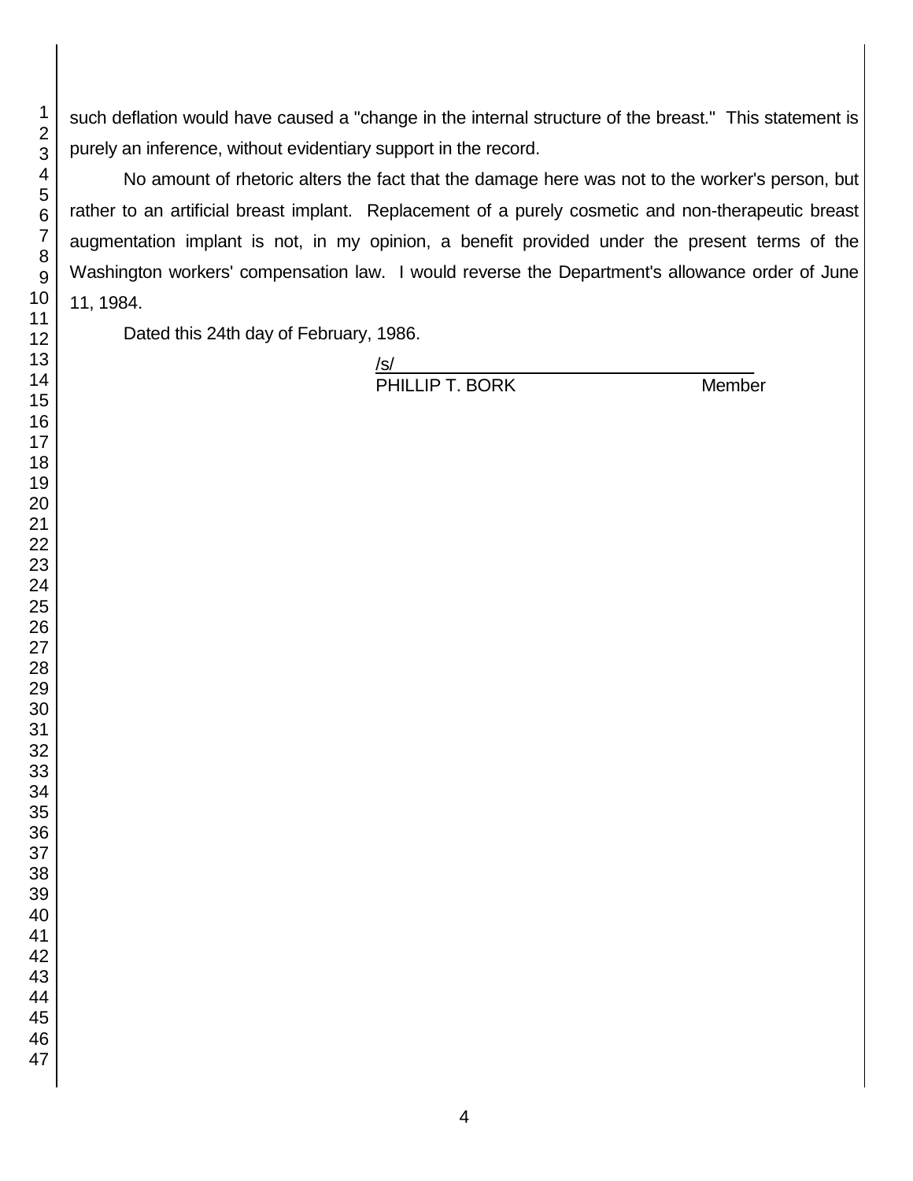such deflation would have caused a "change in the internal structure of the breast." This statement is purely an inference, without evidentiary support in the record.

No amount of rhetoric alters the fact that the damage here was not to the worker's person, but rather to an artificial breast implant. Replacement of a purely cosmetic and non-therapeutic breast augmentation implant is not, in my opinion, a benefit provided under the present terms of the Washington workers' compensation law. I would reverse the Department's allowance order of June 11, 1984.

Dated this 24th day of February, 1986.

/s/
PHILLIP T. BORK Member